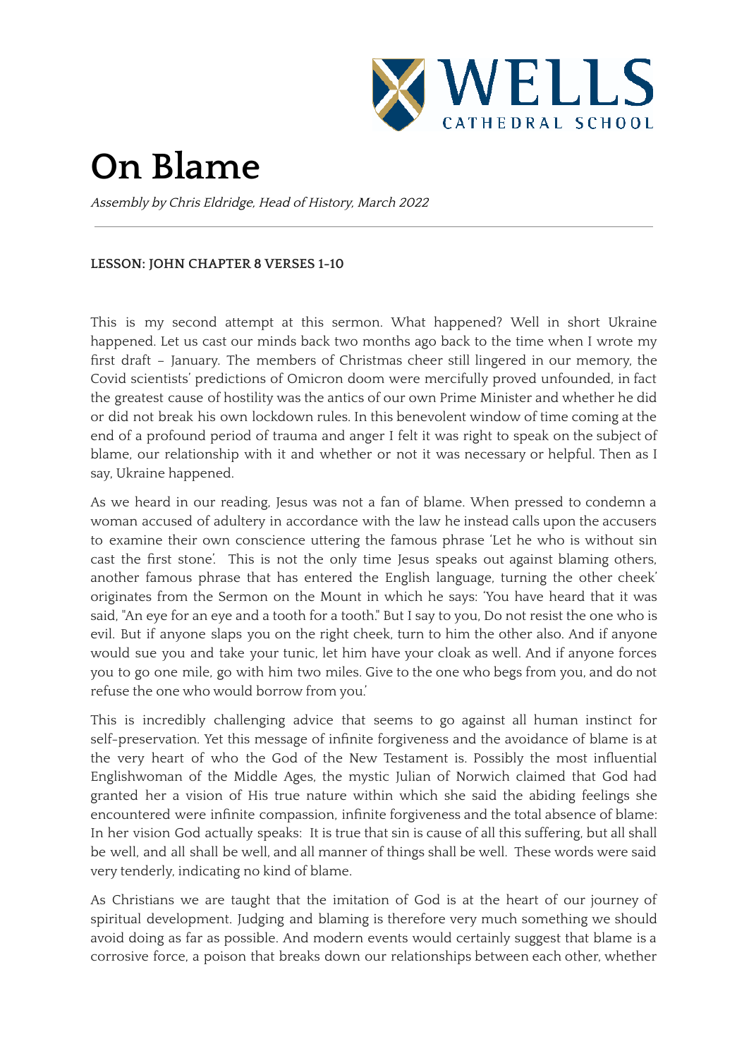# On Blame

*Assembly by Chris Eldridge, Head of History, March 2022*

---

**LESSON: JOHN CHAPTER 8 VERSES 1-10**

This is my second attempt at this sermon. What happened? Well in short Ukraine happened. Let us cast our minds back two months ago back to the time when I wrote my first draft – January. The members of Christmas cheer still lingered in our memory, the Covid scientists' predictions of Omicron doom were mercifully proved unfounded, in fact the greatest cause of hostility was the antics of our own Prime Minister and whether he did or did not break his own lockdown rules. In this benevolent window of time coming at the end of a profound period of trauma and anger I felt it was right to speak on the subject of blame, our relationship with it and whether or not it was necessary or helpful. Then as I say, Ukraine happened.

As we heard in our reading, Jesus was not a fan of blame. When pressed to condemn a woman accused of adultery in accordance with the law he instead calls upon the accusers to examine their own conscience uttering the famous phrase 'Let he who is without sin cast the first stone'. This is not the only time Jesus speaks out against blaming others, another famous phrase that has entered the English language, turning the other cheek' originates from the Sermon on the Mount in which he says: 'You have heard that it was said, "An eye for an eye and a tooth for a tooth." But I say to you, Do not resist the one who is evil. But if anyone slaps you on the right cheek, turn to him the other also. And if anyone would sue you and take your tunic, let him have your cloak as well. And if anyone forces you to go one mile, go with him two miles. Give to the one who begs from you, and do not refuse the one who would borrow from you.'

This is incredibly challenging advice that seems to go against all human instinct for self-preservation. Yet this message of infinite forgiveness and the avoidance of blame is at the very heart of who the God of the New Testament is. Possibly the most influential Englishwoman of the Middle Ages, the mystic Julian of Norwich claimed that God had granted her a vision of His true nature within which she said the abiding feelings she encountered were infinite compassion, infinite forgiveness and the total absence of blame: In her vision God actually speaks: It is true that sin is cause of all this suffering, but all shall be well, and all shall be well, and all manner of things shall be well. These words were said very tenderly, indicating no kind of blame.

As Christians we are taught that the imitation of God is at the heart of our journey of spiritual development. Judging and blaming is therefore very much something we should avoid doing as far as possible. And modern events would certainly suggest that blame is a corrosive force, a poison that breaks down our relationships between each other, whether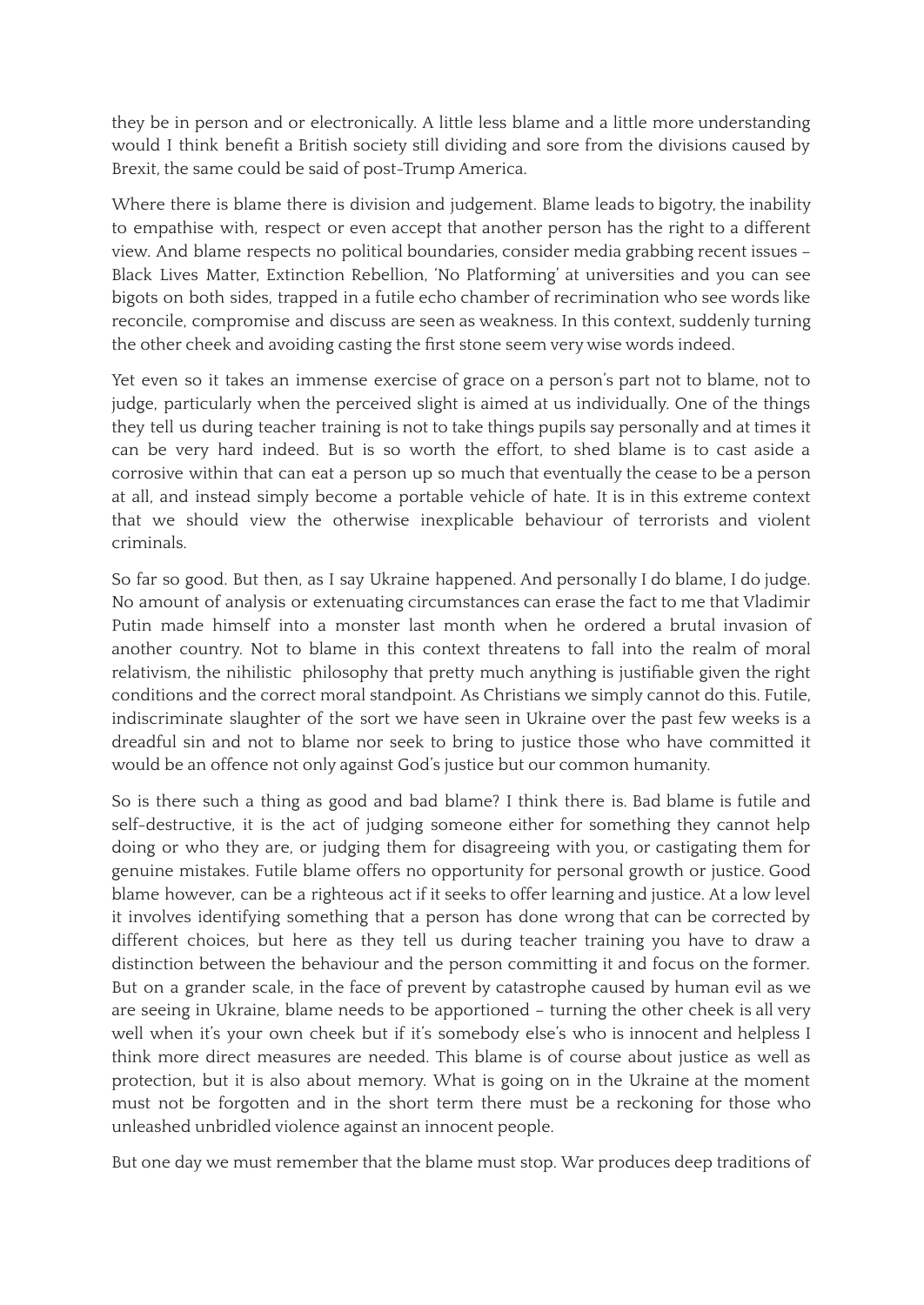they be in person and or electronically. A little less blame and a little more understanding would I think benefit a British society still dividing and sore from the divisions caused by Brexit, the same could be said of post-Trump America.

Where there is blame there is division and judgement. Blame leads to bigotry, the inability to empathise with, respect or even accept that another person has the right to a different view. And blame respects no political boundaries, consider media grabbing recent issues – Black Lives Matter, Extinction Rebellion, 'No Platforming' at universities and you can see bigots on both sides, trapped in a futile echo chamber of recrimination who see words like reconcile, compromise and discuss are seen as weakness. In this context, suddenly turning the other cheek and avoiding casting the first stone seem very wise words indeed.

Yet even so it takes an immense exercise of grace on a person's part not to blame, not to judge, particularly when the perceived slight is aimed at us individually. One of the things they tell us during teacher training is not to take things pupils say personally and at times it can be very hard indeed. But is so worth the effort, to shed blame is to cast aside a corrosive within that can eat a person up so much that eventually the cease to be a person at all, and instead simply become a portable vehicle of hate. It is in this extreme context that we should view the otherwise inexplicable behaviour of terrorists and violent criminals.

So far so good. But then, as I say Ukraine happened. And personally I do blame, I do judge. No amount of analysis or extenuating circumstances can erase the fact to me that Vladimir Putin made himself into a monster last month when he ordered a brutal invasion of another country. Not to blame in this context threatens to fall into the realm of moral relativism, the nihilistic philosophy that pretty much anything is justifiable given the right conditions and the correct moral standpoint. As Christians we simply cannot do this. Futile, indiscriminate slaughter of the sort we have seen in Ukraine over the past few weeks is a dreadful sin and not to blame nor seek to bring to justice those who have committed it would be an offence not only against God's justice but our common humanity.

So is there such a thing as good and bad blame? I think there is. Bad blame is futile and self-destructive, it is the act of judging someone either for something they cannot help doing or who they are, or judging them for disagreeing with you, or castigating them for genuine mistakes. Futile blame offers no opportunity for personal growth or justice. Good blame however, can be a righteous act if it seeks to offer learning and justice. At a low level it involves identifying something that a person has done wrong that can be corrected by different choices, but here as they tell us during teacher training you have to draw a distinction between the behaviour and the person committing it and focus on the former. But on a grander scale, in the face of prevent by catastrophe caused by human evil as we are seeing in Ukraine, blame needs to be apportioned – turning the other cheek is all very well when it's your own cheek but if it's somebody else's who is innocent and helpless I think more direct measures are needed. This blame is of course about justice as well as protection, but it is also about memory. What is going on in the Ukraine at the moment must not be forgotten and in the short term there must be a reckoning for those who unleashed unbridled violence against an innocent people.

But one day we must remember that the blame must stop. War produces deep traditions of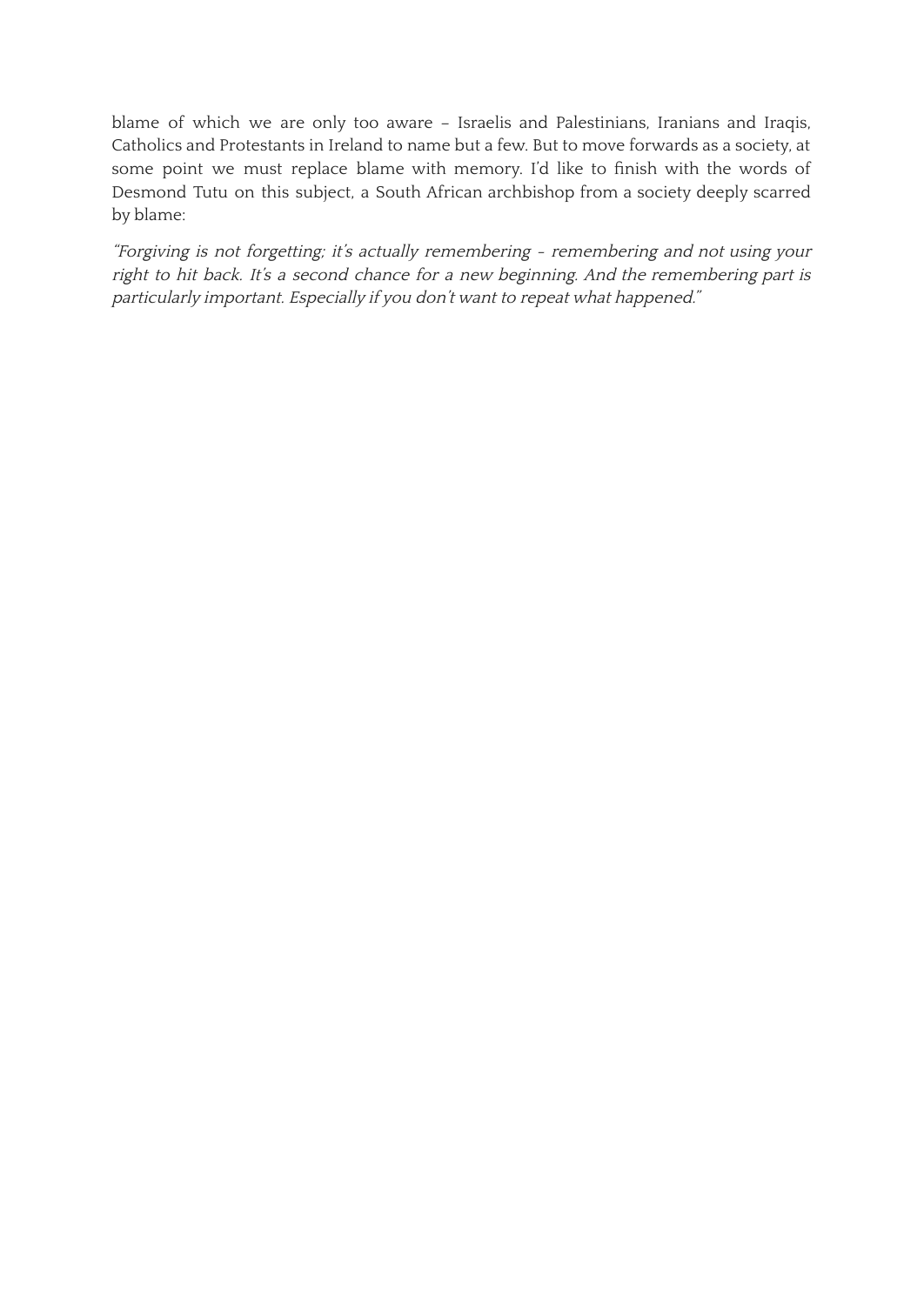blame of which we are only too aware – Israelis and Palestinians, Iranians and Iraqis, Catholics and Protestants in Ireland to name but a few. But to move forwards as a society, at some point we must replace blame with memory. I'd like to finish with the words of Desmond Tutu on this subject, a South African archbishop from a society deeply scarred by blame:

*"Forgiving is not forgetting; it's actually remembering - remembering and not using your right to hit back. It's a second chance for a new beginning. And the remembering part is particularly important. Especially if you don't want to repeat what happened."*